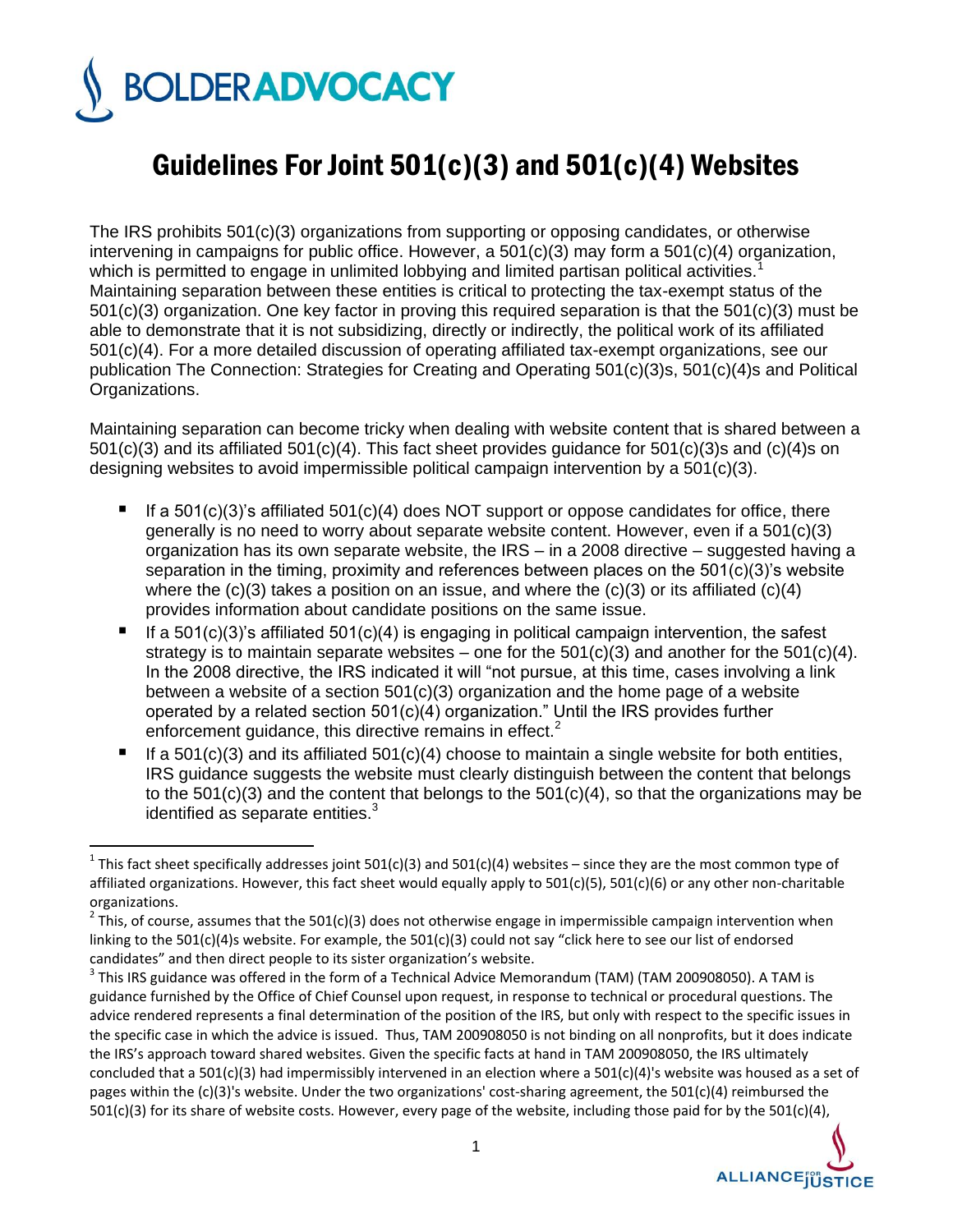# Guidelines For Joint 501(c)(3) and 501(c)(4) Websites

The IRS prohibits 501(c)(3) organizations from supporting or opposing candidates, or otherwise intervening in campaigns for public office. However, a 501(c)(3) may form a 501(c)(4) organization, which is permitted to engage in unlimited lobbying and limited partisan political activities.[1] Maintaining separation between these entities is critical to protecting the tax-exempt status of the 501(c)(3) organization. One key factor in proving this required separation is that the 501(c)(3) must be able to demonstrate that it is not subsidizing, directly or indirectly, the political work of its affiliated 501(c)(4). For a more detailed discussion of operating affiliated tax-exempt organizations, see our publication The Connection: Strategies for Creating and Operating 501(c)(3)s, 501(c)(4)s and Political Organizations.

Maintaining separation can become tricky when dealing with website content that is shared between a 501(c)(3) and its affiliated 501(c)(4). This fact sheet provides guidance for 501(c)(3)s and (c)(4)s on designing websites to avoid impermissible political campaign intervention by a 501(c)(3).

- If a 501(c)(3)'s affiliated 501(c)(4) does NOT support or oppose candidates for office, there generally is no need to worry about separate website content. However, even if a 501(c)(3) organization has its own separate website, the IRS – in a 2008 directive – suggested having a separation in the timing, proximity and references between places on the 501(c)(3)'s website where the (c)(3) takes a position on an issue, and where the (c)(3) or its affiliated (c)(4) provides information about candidate positions on the same issue.
- If a 501(c)(3)'s affiliated 501(c)(4) is engaging in political campaign intervention, the safest strategy is to maintain separate websites – one for the 501(c)(3) and another for the 501(c)(4). In the 2008 directive, the IRS indicated it will "not pursue, at this time, cases involving a link between a website of a section 501(c)(3) organization and the home page of a website operated by a related section 501(c)(4) organization." Until the IRS provides further enforcement guidance, this directive remains in effect.[2]
- If a 501(c)(3) and its affiliated 501(c)(4) choose to maintain a single website for both entities, IRS guidance suggests the website must clearly distinguish between the content that belongs to the 501(c)(3) and the content that belongs to the 501(c)(4), so that the organizations may be identified as separate entities.[3]

---

[1] This fact sheet specifically addresses joint 501(c)(3) and 501(c)(4) websites – since they are the most common type of affiliated organizations. However, this fact sheet would equally apply to 501(c)(5), 501(c)(6) or any other non-charitable organizations.

[2] This, of course, assumes that the 501(c)(3) does not otherwise engage in impermissible campaign intervention when linking to the 501(c)(4)s website. For example, the 501(c)(3) could not say "click here to see our list of endorsed candidates" and then direct people to its sister organization's website.

[3] This IRS guidance was offered in the form of a Technical Advice Memorandum (TAM) (TAM 200908050). A TAM is guidance furnished by the Office of Chief Counsel upon request, in response to technical or procedural questions. The advice rendered represents a final determination of the position of the IRS, but only with respect to the specific issues in the specific case in which the advice is issued. Thus, TAM 200908050 is not binding on all nonprofits, but it does indicate the IRS's approach toward shared websites. Given the specific facts at hand in TAM 200908050, the IRS ultimately concluded that a 501(c)(3) had impermissibly intervened in an election where a 501(c)(4)'s website was housed as a set of pages within the (c)(3)'s website. Under the two organizations' cost-sharing agreement, the 501(c)(4) reimbursed the 501(c)(3) for its share of website costs. However, every page of the website, including those paid for by the 501(c)(4),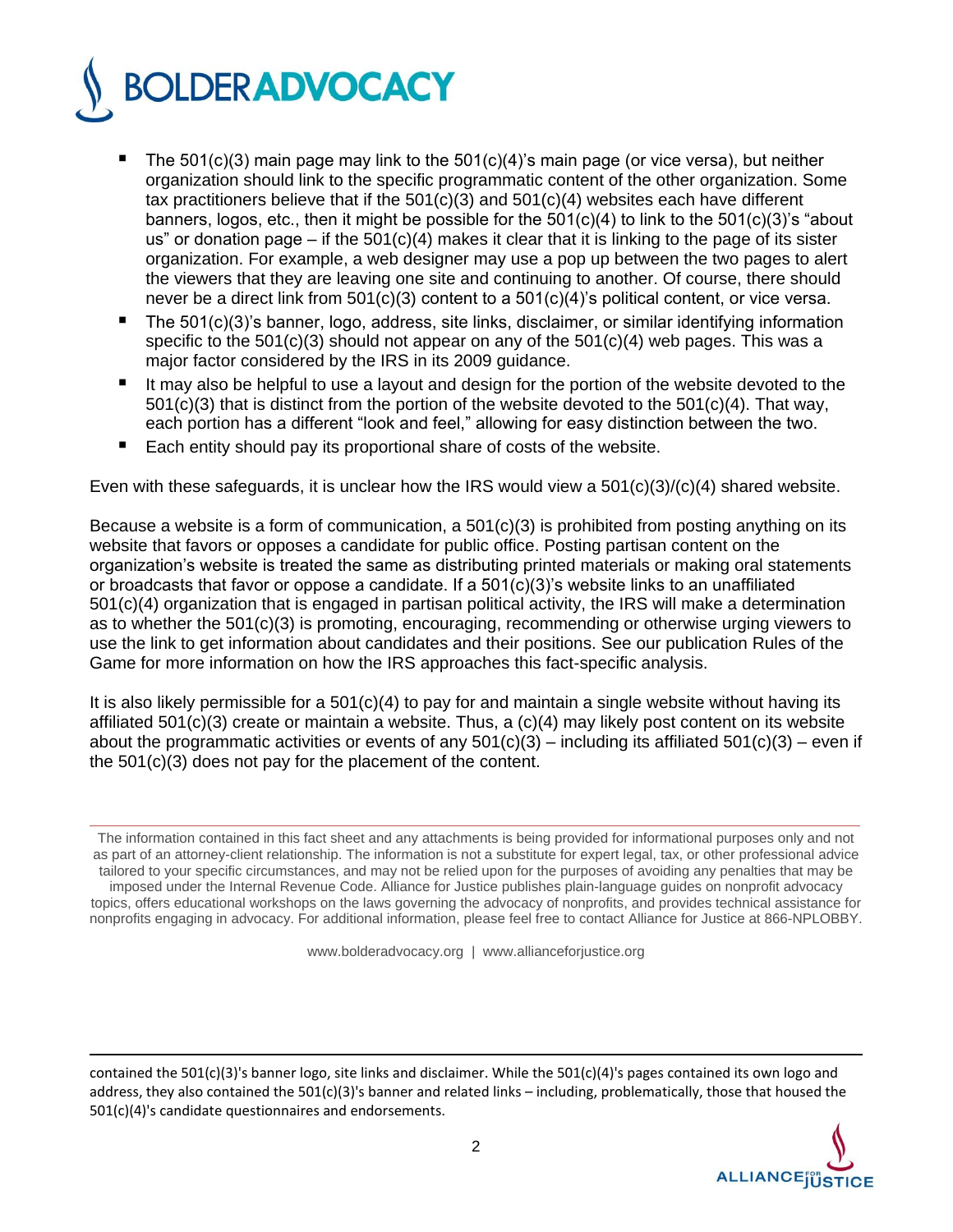- The 501(c)(3) main page may link to the 501(c)(4)'s main page (or vice versa), but neither organization should link to the specific programmatic content of the other organization. Some tax practitioners believe that if the 501(c)(3) and 501(c)(4) websites each have different banners, logos, etc., then it might be possible for the 501(c)(4) to link to the 501(c)(3)'s "about us" or donation page – if the 501(c)(4) makes it clear that it is linking to the page of its sister organization. For example, a web designer may use a pop up between the two pages to alert the viewers that they are leaving one site and continuing to another. Of course, there should never be a direct link from 501(c)(3) content to a 501(c)(4)'s political content, or vice versa.
- The 501(c)(3)'s banner, logo, address, site links, disclaimer, or similar identifying information specific to the 501(c)(3) should not appear on any of the 501(c)(4) web pages. This was a major factor considered by the IRS in its 2009 guidance.
- It may also be helpful to use a layout and design for the portion of the website devoted to the 501(c)(3) that is distinct from the portion of the website devoted to the 501(c)(4). That way, each portion has a different "look and feel," allowing for easy distinction between the two.
- Each entity should pay its proportional share of costs of the website.

Even with these safeguards, it is unclear how the IRS would view a 501(c)(3)/(c)(4) shared website.

Because a website is a form of communication, a 501(c)(3) is prohibited from posting anything on its website that favors or opposes a candidate for public office. Posting partisan content on the organization's website is treated the same as distributing printed materials or making oral statements or broadcasts that favor or oppose a candidate. If a 501(c)(3)'s website links to an unaffiliated 501(c)(4) organization that is engaged in partisan political activity, the IRS will make a determination as to whether the 501(c)(3) is promoting, encouraging, recommending or otherwise urging viewers to use the link to get information about candidates and their positions. See our publication Rules of the Game for more information on how the IRS approaches this fact-specific analysis.

It is also likely permissible for a 501(c)(4) to pay for and maintain a single website without having its affiliated 501(c)(3) create or maintain a website. Thus, a (c)(4) may likely post content on its website about the programmatic activities or events of any 501(c)(3) – including its affiliated 501(c)(3) – even if the 501(c)(3) does not pay for the placement of the content.

---

The information contained in this fact sheet and any attachments is being provided for informational purposes only and not as part of an attorney-client relationship. The information is not a substitute for expert legal, tax, or other professional advice tailored to your specific circumstances, and may not be relied upon for the purposes of avoiding any penalties that may be imposed under the Internal Revenue Code. Alliance for Justice publishes plain-language guides on nonprofit advocacy topics, offers educational workshops on the laws governing the advocacy of nonprofits, and provides technical assistance for nonprofits engaging in advocacy. For additional information, please feel free to contact Alliance for Justice at 866-NPLOBBY.

www.bolderadvocacy.org | www.allianceforjustice.org

---

contained the 501(c)(3)'s banner logo, site links and disclaimer. While the 501(c)(4)'s pages contained its own logo and address, they also contained the 501(c)(3)'s banner and related links – including, problematically, those that housed the 501(c)(4)'s candidate questionnaires and endorsements.